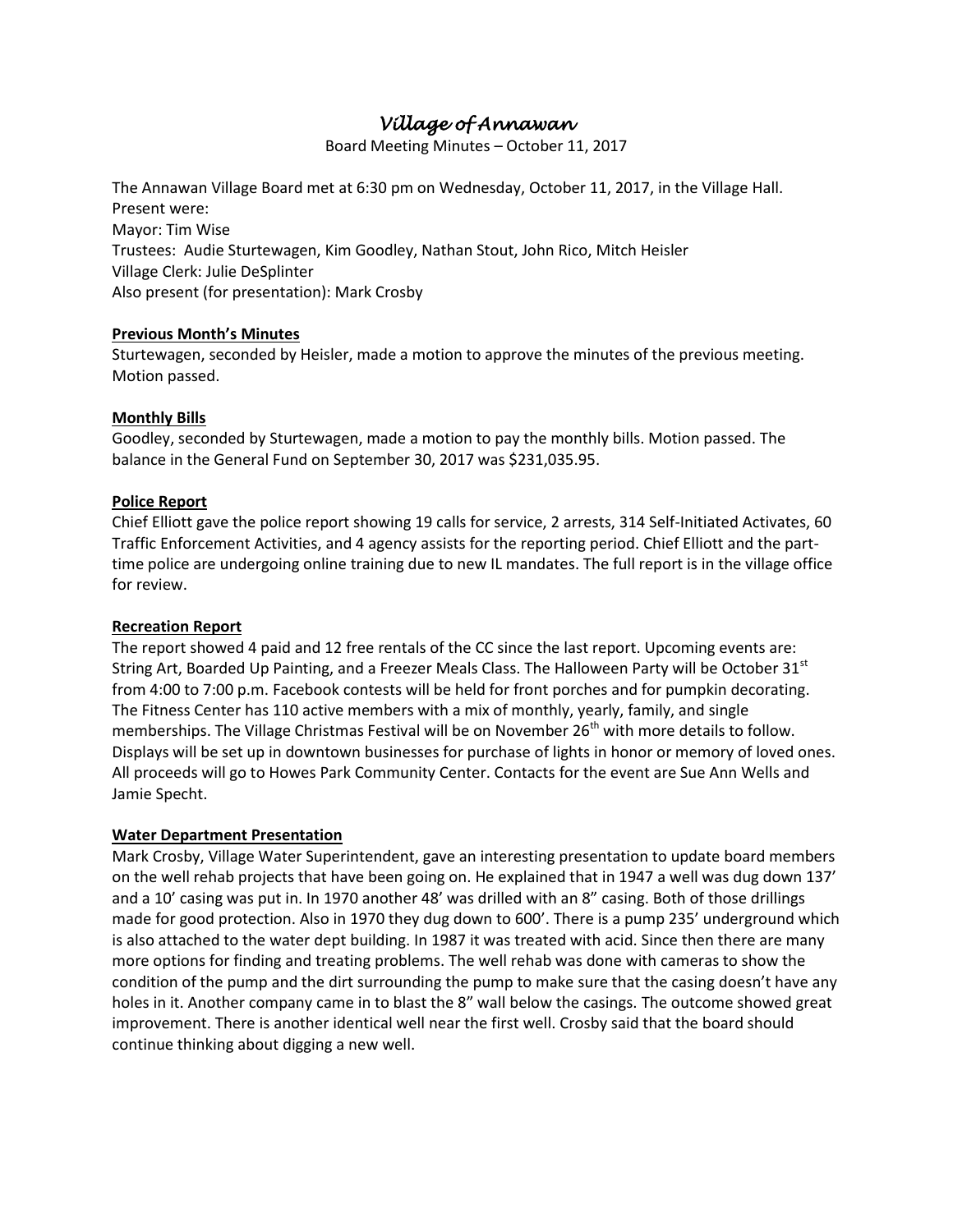# *Village of Annawan*

Board Meeting Minutes – October 11, 2017

The Annawan Village Board met at 6:30 pm on Wednesday, October 11, 2017, in the Village Hall.
Present were:
Mayor: Tim Wise
Trustees: Audie Sturtewagen, Kim Goodley, Nathan Stout, John Rico, Mitch Heisler
Village Clerk: Julie DeSplinter
Also present (for presentation): Mark Crosby

**Previous Month's Minutes**

Sturtewagen, seconded by Heisler, made a motion to approve the minutes of the previous meeting. Motion passed.

**Monthly Bills**

Goodley, seconded by Sturtewagen, made a motion to pay the monthly bills. Motion passed. The balance in the General Fund on September 30, 2017 was $231,035.95.

**Police Report**

Chief Elliott gave the police report showing 19 calls for service, 2 arrests, 314 Self-Initiated Activates, 60 Traffic Enforcement Activities, and 4 agency assists for the reporting period. Chief Elliott and the part-time police are undergoing online training due to new IL mandates. The full report is in the village office for review.

**Recreation Report**

The report showed 4 paid and 12 free rentals of the CC since the last report. Upcoming events are: String Art, Boarded Up Painting, and a Freezer Meals Class. The Halloween Party will be October 31st from 4:00 to 7:00 p.m. Facebook contests will be held for front porches and for pumpkin decorating. The Fitness Center has 110 active members with a mix of monthly, yearly, family, and single memberships. The Village Christmas Festival will be on November 26th with more details to follow. Displays will be set up in downtown businesses for purchase of lights in honor or memory of loved ones. All proceeds will go to Howes Park Community Center. Contacts for the event are Sue Ann Wells and Jamie Specht.

**Water Department Presentation**

Mark Crosby, Village Water Superintendent, gave an interesting presentation to update board members on the well rehab projects that have been going on. He explained that in 1947 a well was dug down 137' and a 10' casing was put in. In 1970 another 48' was drilled with an 8" casing. Both of those drillings made for good protection. Also in 1970 they dug down to 600'. There is a pump 235' underground which is also attached to the water dept building. In 1987 it was treated with acid. Since then there are many more options for finding and treating problems. The well rehab was done with cameras to show the condition of the pump and the dirt surrounding the pump to make sure that the casing doesn't have any holes in it. Another company came in to blast the 8" wall below the casings. The outcome showed great improvement. There is another identical well near the first well. Crosby said that the board should continue thinking about digging a new well.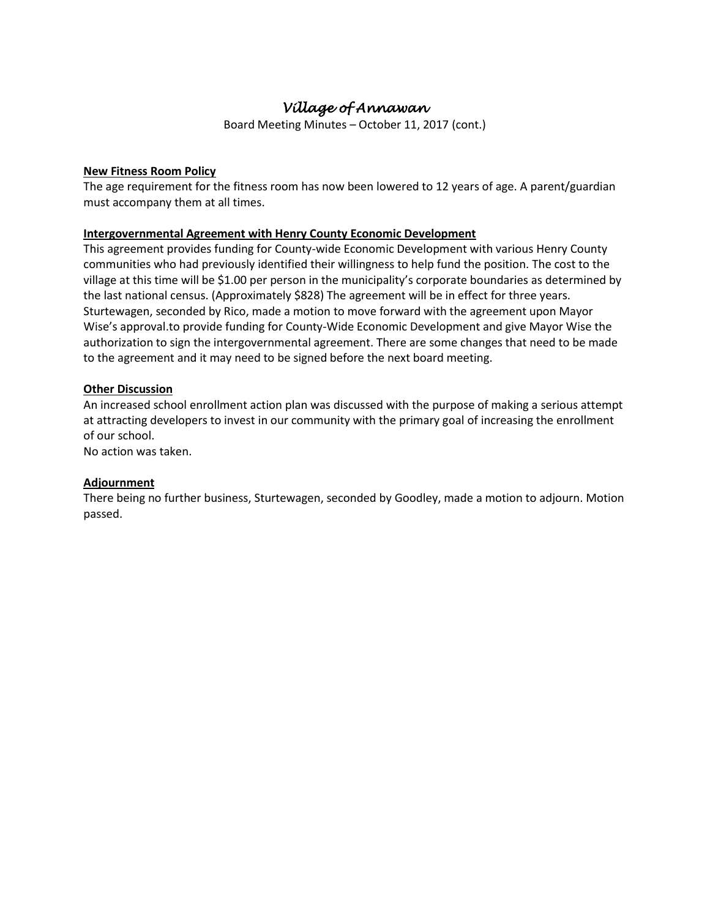# *Village of Annawan*

Board Meeting Minutes – October 11, 2017 (cont.)

**New Fitness Room Policy**

The age requirement for the fitness room has now been lowered to 12 years of age. A parent/guardian must accompany them at all times.

**Intergovernmental Agreement with Henry County Economic Development**

This agreement provides funding for County-wide Economic Development with various Henry County communities who had previously identified their willingness to help fund the position. The cost to the village at this time will be $1.00 per person in the municipality's corporate boundaries as determined by the last national census. (Approximately $828) The agreement will be in effect for three years. Sturtewagen, seconded by Rico, made a motion to move forward with the agreement upon Mayor Wise's approval.to provide funding for County-Wide Economic Development and give Mayor Wise the authorization to sign the intergovernmental agreement. There are some changes that need to be made to the agreement and it may need to be signed before the next board meeting.

**Other Discussion**

An increased school enrollment action plan was discussed with the purpose of making a serious attempt at attracting developers to invest in our community with the primary goal of increasing the enrollment of our school.
No action was taken.

**Adjournment**

There being no further business, Sturtewagen, seconded by Goodley, made a motion to adjourn. Motion passed.